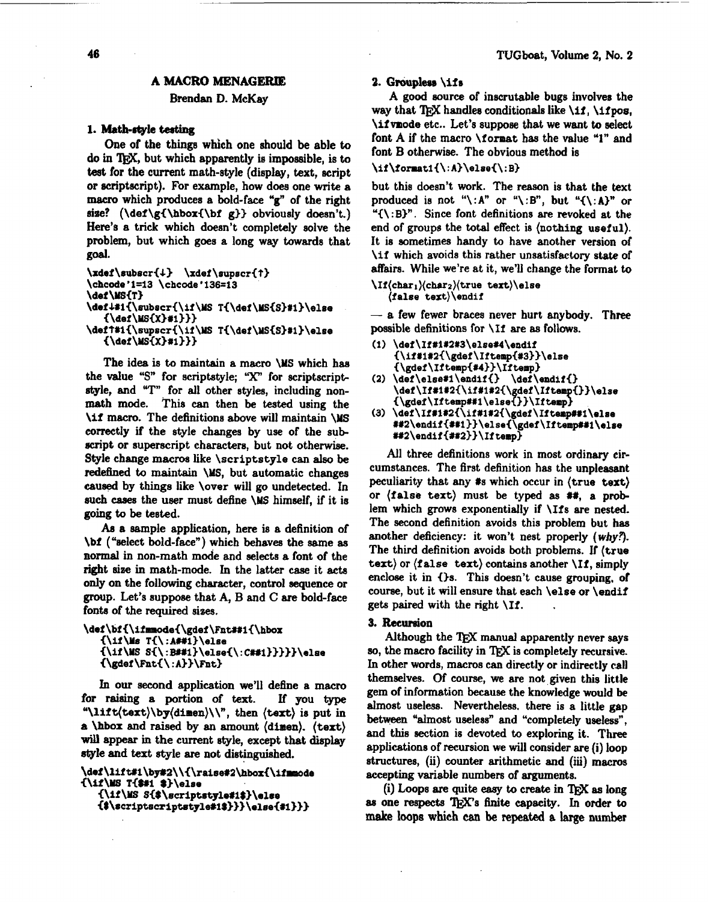# A MACRO MENAGERIE

Brendan D. McKay

## 1. Math-style testing

One of the things which one should be able to do in TeX, but which apparently is impossible, is to test for the current math-style (display, text, script or scriptscript). For example, how does one write a macro which produces a bold-face "g" of the right size? (`\def\g{\hbox{\bf g}}` obviously doesn't.) Here's a trick which doesn't completely solve the problem, but which goes a long way towards that goal.

```
\xdef\subscr{↓}  \xdef\supscr{↑}
\chcode'1=13 \chcode'136=13
\def\MS{T}
\def↓#1{\subscr{\if\MS T{\def\MS{S}#1}\else
   {\def\MS{X}#1}}}
\def↑#1{\supscr{\if\MS T{\def\MS{S}#1}\else
   {\def\MS{X}#1}}}
```

The idea is to maintain a macro `\MS` which has the value "S" for scriptstyle; "X" for scriptscript-style, and "T" for all other styles, including non-math mode. This can then be tested using the `\if` macro. The definitions above will maintain `\MS` correctly if the style changes by use of the subscript or superscript characters, but not otherwise. Style change macros like `\scriptstyle` can also be redefined to maintain `\MS`, but automatic changes caused by things like `\over` will go undetected. In such cases the user must define `\MS` himself, if it is going to be tested.

As a sample application, here is a definition of `\bf` ("select bold-face") which behaves the same as normal in non-math mode and selects a font of the right size in math-mode. In the latter case it acts only on the following character, control sequence or group. Let's suppose that A, B and C are bold-face fonts of the required sizes.

```
\def\bf{\ifmmode{\gdef\Fnt##1{\hbox
   {\if\Ms T{\:A##1}\else
   {\if\MS S{\:B##1}\else{\:C##1}}}}}\else
   {\gdef\Fnt{\:A}}\Fnt}
```

In our second application we'll define a macro for raising a portion of text. If you type "`\lift`⟨text⟩`\by`⟨dimen⟩`\\`", then ⟨text⟩ is put in a `\hbox` and raised by an amount ⟨dimen⟩. ⟨text⟩ will appear in the current style, except that display style and text style are not distinguished.

```
\def\lift#1\by#2\\{\raise#2\hbox{\ifmmode
{\if\MS T{$#1 $}\else
   {\if\MS S{$\scriptstyle#1$}\else
   {$\scriptscriptstyle#1$}}}\else{#1}}}
```

## 2. Groupless \ifs

A good source of inscrutable bugs involves the way that TeX handles conditionals like `\if`, `\ifpos`, `\ifvmode` etc.. Let's suppose that we want to select font A if the macro `\format` has the value "1" and font B otherwise. The obvious method is

```
\if\format1{\:A}\else{\:B}
```

but this doesn't work. The reason is that the text produced is not "`\:A`" or "`\:B`", but "`{\:A}`" or "`{\:B}`". Since font definitions are revoked at the end of groups the total effect is ⟨nothing useful⟩. It is sometimes handy to have another version of `\if` which avoids this rather unsatisfactory state of affairs. While we're at it, we'll change the format to

```
\If⟨char1⟩⟨char2⟩⟨true text⟩\else
   ⟨false text⟩\endif
```

— a few fewer braces never hurt anybody. Three possible definitions for `\If` are as follows.

(1)
```
\def\If#1#2#3\else#4\endif
   {\if#1#2{\gdef\Iftemp{#3}}\else
   {\gdef\Iftemp{#4}}\Iftemp}
```

(2)
```
\def\else#1\endif{}  \def\endif{}
   \def\If#1#2{\if#1#2{\gdef\Iftemp{}}\else
   {\gdef\Iftemp##1\else{}}\Iftemp}
```

(3)
```
\def\If#1#2{\if#1#2{\gdef\Iftemp##1\else
   ##2\endif{##1}}\else{\gdef\Iftemp##1\else
   ##2\endif{##2}}\Iftemp}
```

All three definitions work in most ordinary circumstances. The first definition has the unpleasant peculiarity that any #s which occur in ⟨true text⟩ or ⟨false text⟩ must be typed as ##, a problem which grows exponentially if `\If`s are nested. The second definition avoids this problem but has another deficiency: it won't nest properly (*why?*). The third definition avoids both problems. If ⟨true text⟩ or ⟨false text⟩ contains another `\If`, simply enclose it in {}s. This doesn't cause grouping, of course, but it will ensure that each `\else` or `\endif` gets paired with the right `\If`.

## 3. Recursion

Although the TeX manual apparently never says so, the macro facility in TeX is completely recursive. In other words, macros can directly or indirectly call themselves. Of course, we are not given this little gem of information because the knowledge would be almost useless. Nevertheless, there is a little gap between "almost useless" and "completely useless", and this section is devoted to exploring it. Three applications of recursion we will consider are (i) loop structures, (ii) counter arithmetic and (iii) macros accepting variable numbers of arguments.

(i) Loops are quite easy to create in TeX as long as one respects TeX's finite capacity. In order to make loops which can be repeated a large number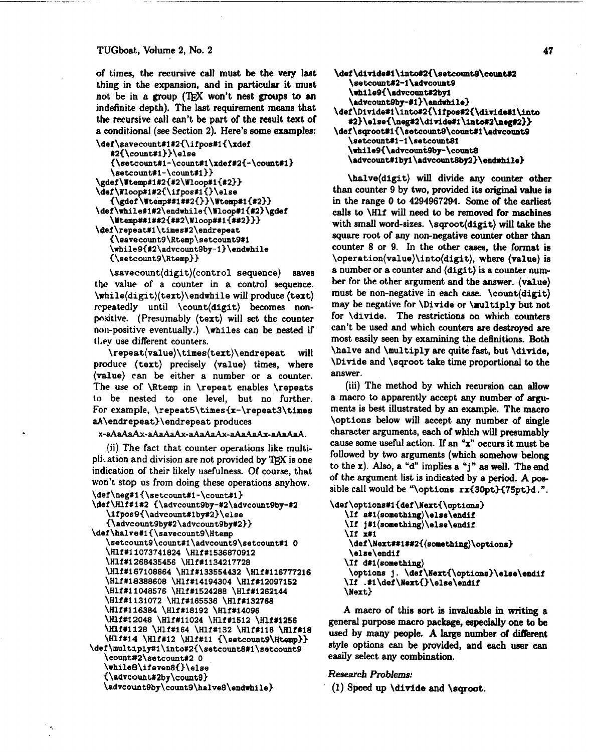of times, the recursive call must be the very last thing in the expansion, and in particular it must not be in a group (TeX won't nest groups to an indefinite depth). The last requirement means that the recursive call can't be part of the result text of a conditional (see Section 2). Here's some examples:

```
\def\savecount#1#2{\ifpos#1{\xdef
   #2{\count#1}}\else
   {\setcount#1-\count#1\xdef#2{-\count#1}
   \setcount#1-\count#1}}
\gdef\Wtemp#1#2{#2\Wloop#1{#2}}
\def\Wloop#1#2{\ifpos#1{}\else
   {\gdef\Wtemp##1##2{}}\Wtemp#1{#2}}
\def\while#1#2\endwhile{\Wloop#1{#2}\gdef
   \Wtemp##1##2{##2\Wloop##1{##2}}}
\def\repeat#1\times#2\endrepeat
   {\savecount9\Rtemp\setcount9#1
   \while9{#2\advcount9by-1}\endwhile
   {\setcount9\Rtemp}}
```

\savecount⟨digit⟩⟨control sequence⟩ saves the value of a counter in a control sequence. \while⟨digit⟩⟨text⟩\endwhile will produce ⟨text⟩ repeatedly until \count⟨digit⟩ becomes non-positive. (Presumably ⟨text⟩ will set the counter non-positive eventually.) \whiles can be nested if they use different counters.

\repeat⟨value⟩\times⟨text⟩\endrepeat will produce ⟨text⟩ precisely ⟨value⟩ times, where ⟨value⟩ can be either a number or a counter. The use of \Rtemp in \repeat enables \repeats to be nested to one level, but no further. For example, \repeat5\times{x-\repeat3\times aA\endrepeat}\endrepeat produces

x-aAaAaAx-aAaAaAx-aAaAaAx-aAaAaAx-aAaAaA.

(ii) The fact that counter operations like multiplication and division are not provided by TeX is one indication of their likely usefulness. Of course, that won't stop us from doing these operations anyhow.

```
\def\neg#1{\setcount#1-\count#1}
\def\Hlf#1#2 {\advcount9by-#2\advcount9by-#2
   \ifpos9{\advcount#1by#2}\else
   {\advcount9by#2\advcount9by#2}}
\def\halve#1{\savecount9\Htemp
   \setcount9\count#1\advcount9\setcount#1 0
   \Hlf#11073741824 \Hlf#1536870912
   \Hlf#1268435456 \Hlf#1134217728
   \Hlf#167108864 \Hlf#133554432 \Hlf#116777216
   \Hlf#18388608 \Hlf#14194304 \Hlf#12097152
   \Hlf#11048576 \Hlf#1524288 \Hlf#1262144
   \Hlf#1131072 \Hlf#165536 \Hlf#132768
   \Hlf#116384 \Hlf#18192 \Hlf#14096
   \Hlf#12048 \Hlf#11024 \Hlf#1512 \Hlf#1256
   \Hlf#1128 \Hlf#164 \Hlf#132 \Hlf#116 \Hlf#18
   \Hlf#14 \Hlf#12 \Hlf#11 {\setcount9\Htemp}}
\def\multiply#1\into#2{\setcount8#1\setcount9
   \count#2\setcount#2 0
   \while8\ifeven8{}\else
   {\advcount#2by\count9}
   \advcount9by\count9\halve8\endwhile}
\def\divide#1\into#2{\setcount9\count#2
   \setcount#2-1\advcount9
   \while9{\advcount#2by1
   \advcount9by-#1}\endwhile}
\def\Divide#1\into#2{\ifpos#2{\divide#1\into
   #2}\else{\neg#2\divide#1\into#2\neg#2}}
\def\sqroot#1{\setcount9\count#1\advcount9
   \setcount#1-1\setcount81
   \while9{\advcount9by-\count8
   \advcount#1by1\advcount8by2}\endwhile}
```

\halve⟨digit⟩ will divide any counter other than counter 9 by two, provided its original value is in the range 0 to 4294967294. Some of the earliest calls to \Hlf will need to be removed for machines with small word-sizes. \sqroot⟨digit⟩ will take the square root of any non-negative counter other than counter 8 or 9. In the other cases, the format is \operation⟨value⟩\into⟨digit⟩, where ⟨value⟩ is a number or a counter and ⟨digit⟩ is a counter number for the other argument and the answer. ⟨value⟩ must be non-negative in each case. \count⟨digit⟩ may be negative for \Divide or \multiply but not for \divide. The restrictions on which counters can't be used and which counters are destroyed are most easily seen by examining the definitions. Both \halve and \multiply are quite fast, but \divide, \Divide and \sqroot take time proportional to the answer.

(iii) The method by which recursion can allow a macro to apparently accept any number of arguments is best illustrated by an example. The macro \options below will accept any number of single character arguments, each of which will presumably cause some useful action. If an "x" occurs it must be followed by two arguments (which somehow belong to the x). Also, a "d" implies a "j" as well. The end of the argument list is indicated by a period. A possible call would be "\options rx{30pt}{75pt}d.".

```
\def\options#1{\def\Next{\options}
   \If a#1⟨something⟩\else\endif
   \If j#1⟨something⟩\else\endif
   \If x#1
    \def\Next##1##2{⟨something⟩\options}
    \else\endif
   \If d#1⟨something⟩
    \options j. \def\Next{\options}\else\endif
   \If .#1\def\Next{}\else\endif
   \Next}
```

A macro of this sort is invaluable in writing a general purpose macro package, especially one to be used by many people. A large number of different style options can be provided, and each user can easily select any combination.

*Research Problems:*

(1) Speed up \divide and \sqroot.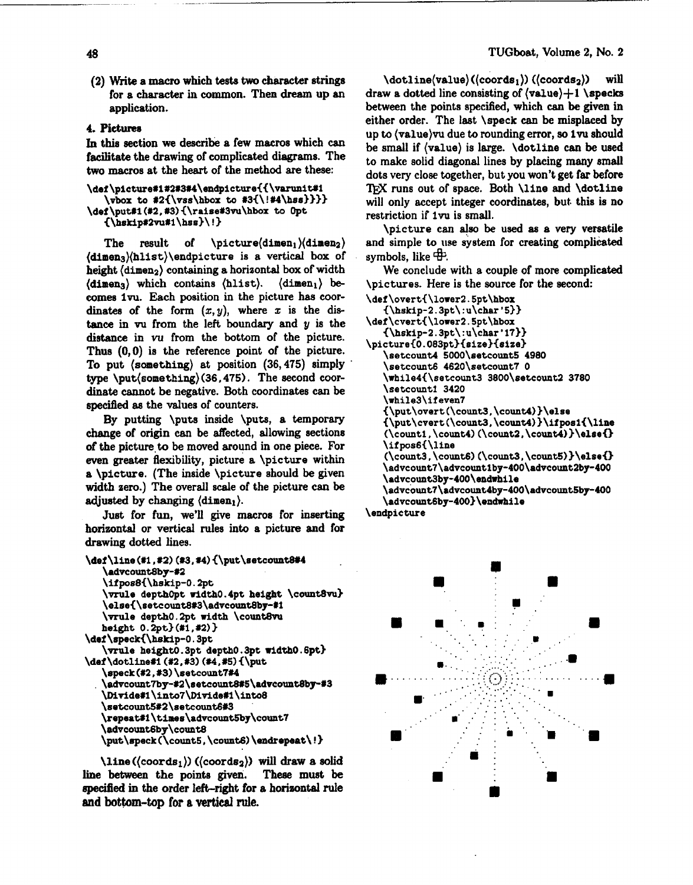(2) Write a macro which tests two character strings for a character in common. Then dream up an application.

## 4. Pictures

In this section we describe a few macros which can facilitate the drawing of complicated diagrams. The two macros at the heart of the method are these:

```
\def\picture#1#2#3#4\endpicture{{\varunit#1
   \vbox to #2{\vss\hbox to #3{\!#4\hss}}}}
\def\put#1(#2,#3){\raise#3vu\hbox to 0pt
   {\hskip#2vu#1\hss}\!}
```

The result of \picture⟨dimen₁⟩⟨dimen₂⟩ ⟨dimen₃⟩⟨hlist⟩\endpicture is a vertical box of height ⟨dimen₂⟩ containing a horizontal box of width ⟨dimen₃⟩ which contains ⟨hlist⟩. ⟨dimen₁⟩ becomes 1vu. Each position in the picture has coordinates of the form $(x, y)$, where $x$ is the distance in vu from the left boundary and $y$ is the distance in *vu* from the bottom of the picture. Thus $(0,0)$ is the reference point of the picture. To put ⟨something⟩ at position $(36,475)$ simply type \put⟨something⟩(36,475). The second coordinate cannot be negative. Both coordinates can be specified as the values of counters.

By putting \puts inside \puts, a temporary change of origin can be affected, allowing sections of the picture to be moved around in one piece. For even greater flexibility, picture a \picture within a \picture. (The inside \picture should be given width zero.) The overall scale of the picture can be adjusted by changing ⟨dimen₁⟩.

Just for fun, we'll give macros for inserting horizontal or vertical rules into a picture and for drawing dotted lines.

```
\def\line(#1,#2)(#3,#4){\put\setcount8#4
   \advcount8by-#2
   \ifpos8{\hskip-0.2pt
   \vrule depth0pt width0.4pt height \count8vu}
   \else{\setcount8#3\advcount8by-#1
   \vrule depth0.2pt width \count8vu
   height 0.2pt}(#1,#2)}
\def\speck{\hskip-0.3pt
   \vrule height0.3pt depth0.3pt width0.6pt}
\def\dotline#1(#2,#3)(#4,#5){\put
   \speck(#2,#3)\setcount7#4
   \advcount7by-#2\setcount8#5\advcount8by-#3
   \Divide#1\into7\Divide#1\into8
   \setcount5#2\setcount6#3
   \repeat#1\times\advcount5by\count7
   \advcount6by\count8
   \put\speck(\count5,\count6)\endrepeat\!}
```

\line(⟨coords₁⟩)(⟨coords₂⟩) will draw a solid line between the points given. These must be specified in the order left–right for a horizontal rule and bottom–top for a vertical rule.

\dotline⟨value⟩(⟨coords₁⟩)(⟨coords₂⟩) will draw a dotted line consisting of ⟨value⟩+1 \specks between the points specified, which can be given in either order. The last \speck can be misplaced by up to ⟨value⟩vu due to rounding error, so 1vu should be small if ⟨value⟩ is large. \dotline can be used to make solid diagonal lines by placing many small dots very close together, but you won't get far before TeX runs out of space. Both \line and \dotline will only accept integer coordinates, but this is no restriction if 1vu is small.

\picture can also be used as a very versatile and simple to use system for creating complicated symbols, like ⊕.

We conclude with a couple of more complicated \pictures. Here is the source for the second:

```
\def\overt{\lower2.5pt\hbox
   {\hskip-2.3pt\:u\char'5}}
\def\cvert{\lower2.5pt\hbox
   {\hskip-2.3pt\:u\char'17}}
\picture{0.083pt}{size}{size}
   \setcount4 5000\setcount5 4980
   \setcount6 4620\setcount7 0
   \while4{\setcount3 3800\setcount2 3780
   \setcount1 3420
   \while3\ifeven7
   {\put\overt(\count3,\count4)}\else
   {\put\cvert(\count3,\count4)}\ifpos1{\line
   (\count1,\count4)(\count2,\count4)}\else{}
   \ifpos6{\line
   (\count3,\count6)(\count3,\count5)}\else{}
   \advcount7\advcount1by-400\advcount2by-400
   \advcount3by-400\endwhile
   \advcount7\advcount4by-400\advcount5by-400
   \advcount6by-400}\endwhile
\endpicture
```